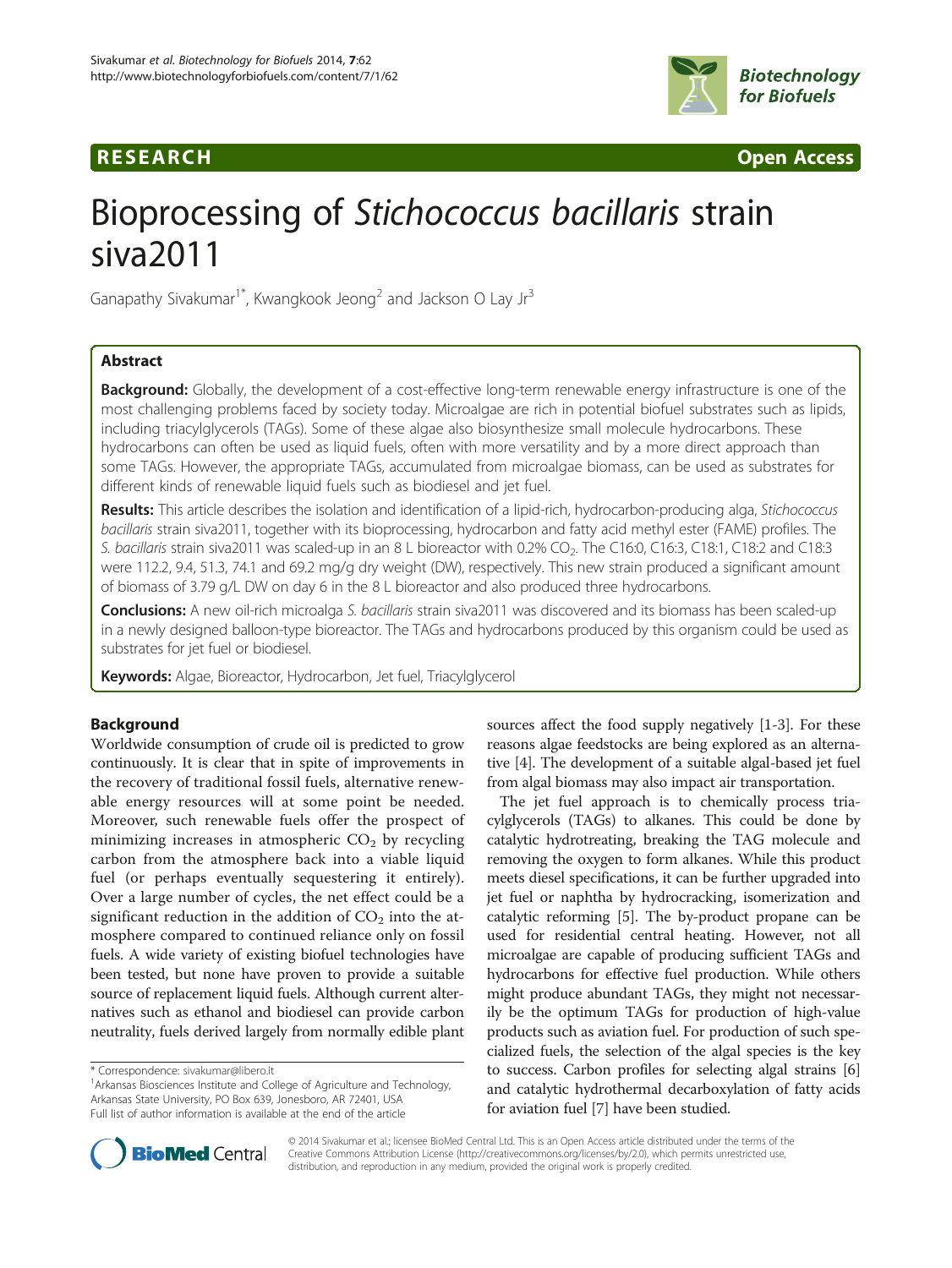**RESEARCH** **Open Access**

# Bioprocessing of *Stichococcus bacillaris* strain siva2011

Ganapathy Sivakumar[1*], Kwangkook Jeong[2] and Jackson O Lay Jr[3]

## Abstract

**Background:** Globally, the development of a cost-effective long-term renewable energy infrastructure is one of the most challenging problems faced by society today. Microalgae are rich in potential biofuel substrates such as lipids, including triacylglycerols (TAGs). Some of these algae also biosynthesize small molecule hydrocarbons. These hydrocarbons can often be used as liquid fuels, often with more versatility and by a more direct approach than some TAGs. However, the appropriate TAGs, accumulated from microalgae biomass, can be used as substrates for different kinds of renewable liquid fuels such as biodiesel and jet fuel.

**Results:** This article describes the isolation and identification of a lipid-rich, hydrocarbon-producing alga, *Stichococcus bacillaris* strain siva2011, together with its bioprocessing, hydrocarbon and fatty acid methyl ester (FAME) profiles. The *S. bacillaris* strain siva2011 was scaled-up in an 8 L bioreactor with 0.2% $CO_2$. The C16:0, C16:3, C18:1, C18:2 and C18:3 were 112.2, 9.4, 51.3, 74.1 and 69.2 mg/g dry weight (DW), respectively. This new strain produced a significant amount of biomass of 3.79 g/L DW on day 6 in the 8 L bioreactor and also produced three hydrocarbons.

**Conclusions:** A new oil-rich microalga *S. bacillaris* strain siva2011 was discovered and its biomass has been scaled-up in a newly designed balloon-type bioreactor. The TAGs and hydrocarbons produced by this organism could be used as substrates for jet fuel or biodiesel.

**Keywords:** Algae, Bioreactor, Hydrocarbon, Jet fuel, Triacylglycerol

## Background

Worldwide consumption of crude oil is predicted to grow continuously. It is clear that in spite of improvements in the recovery of traditional fossil fuels, alternative renewable energy resources will at some point be needed. Moreover, such renewable fuels offer the prospect of minimizing increases in atmospheric $CO_2$ by recycling carbon from the atmosphere back into a viable liquid fuel (or perhaps eventually sequestering it entirely). Over a large number of cycles, the net effect could be a significant reduction in the addition of $CO_2$ into the atmosphere compared to continued reliance only on fossil fuels. A wide variety of existing biofuel technologies have been tested, but none have proven to provide a suitable source of replacement liquid fuels. Although current alternatives such as ethanol and biodiesel can provide carbon neutrality, fuels derived largely from normally edible plant sources affect the food supply negatively [1-3]. For these reasons algae feedstocks are being explored as an alternative [4]. The development of a suitable algal-based jet fuel from algal biomass may also impact air transportation.

The jet fuel approach is to chemically process triacylglycerols (TAGs) to alkanes. This could be done by catalytic hydrotreating, breaking the TAG molecule and removing the oxygen to form alkanes. While this product meets diesel specifications, it can be further upgraded into jet fuel or naphtha by hydrocracking, isomerization and catalytic reforming [5]. The by-product propane can be used for residential central heating. However, not all microalgae are capable of producing sufficient TAGs and hydrocarbons for effective fuel production. While others might produce abundant TAGs, they might not necessarily be the optimum TAGs for production of high-value products such as aviation fuel. For production of such specialized fuels, the selection of the algal species is the key to success. Carbon profiles for selecting algal strains [6] and catalytic hydrothermal decarboxylation of fatty acids for aviation fuel [7] have been studied.

\* Correspondence: sivakumar@libero.it

[1]Arkansas Biosciences Institute and College of Agriculture and Technology, Arkansas State University, PO Box 639, Jonesboro, AR 72401, USA

Full list of author information is available at the end of the article

© 2014 Sivakumar et al.; licensee BioMed Central Ltd. This is an Open Access article distributed under the terms of the Creative Commons Attribution License (http://creativecommons.org/licenses/by/2.0), which permits unrestricted use, distribution, and reproduction in any medium, provided the original work is properly credited.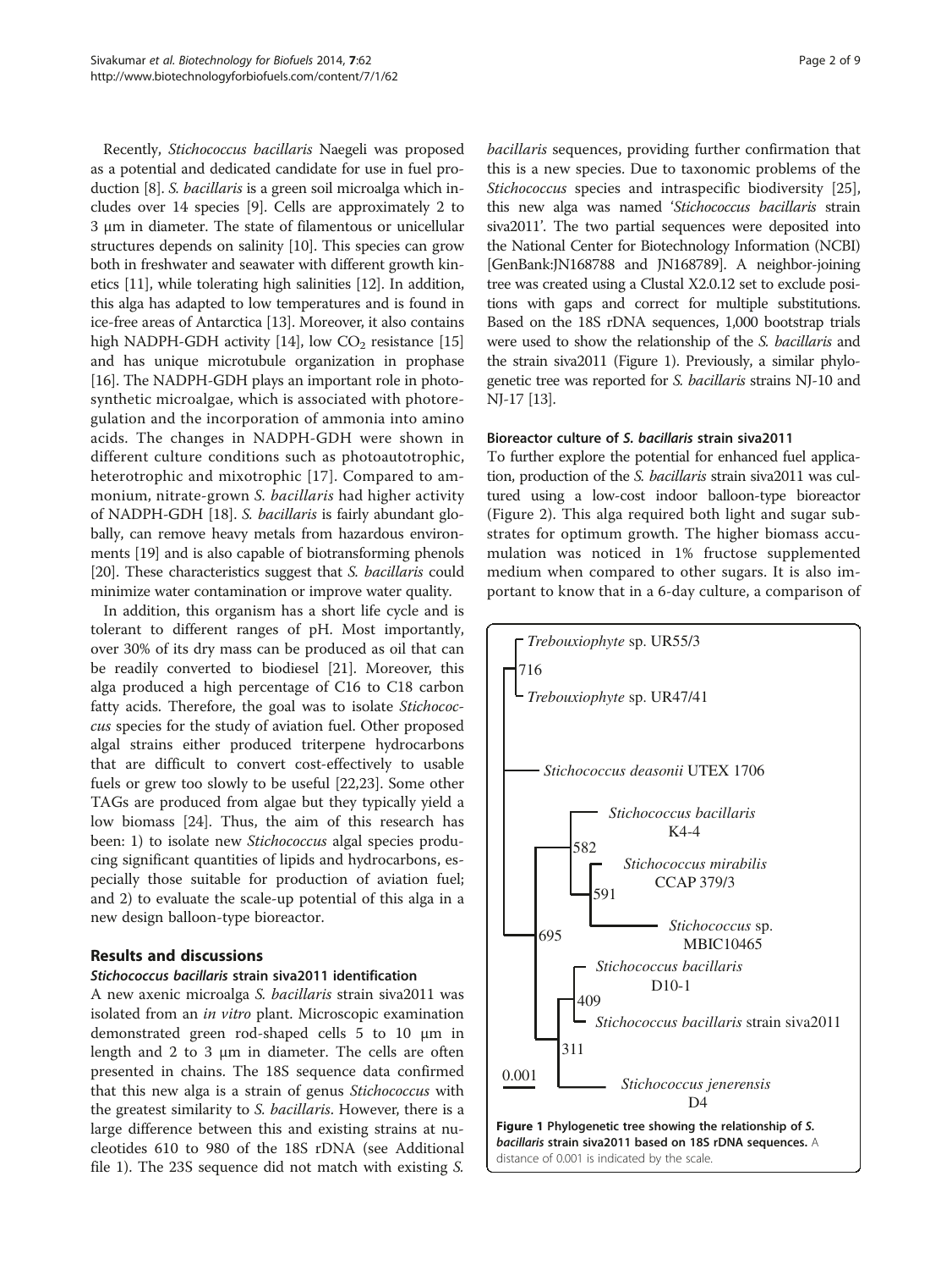Recently, *Stichococcus bacillaris* Naegeli was proposed as a potential and dedicated candidate for use in fuel production [8]. *S. bacillaris* is a green soil microalga which includes over 14 species [9]. Cells are approximately 2 to 3 μm in diameter. The state of filamentous or unicellular structures depends on salinity [10]. This species can grow both in freshwater and seawater with different growth kinetics [11], while tolerating high salinities [12]. In addition, this alga has adapted to low temperatures and is found in ice-free areas of Antarctica [13]. Moreover, it also contains high NADPH-GDH activity [14], low $CO_2$ resistance [15] and has unique microtubule organization in prophase [16]. The NADPH-GDH plays an important role in photosynthetic microalgae, which is associated with photoregulation and the incorporation of ammonia into amino acids. The changes in NADPH-GDH were shown in different culture conditions such as photoautotrophic, heterotrophic and mixotrophic [17]. Compared to ammonium, nitrate-grown *S. bacillaris* had higher activity of NADPH-GDH [18]. *S. bacillaris* is fairly abundant globally, can remove heavy metals from hazardous environments [19] and is also capable of biotransforming phenols [20]. These characteristics suggest that *S. bacillaris* could minimize water contamination or improve water quality.

In addition, this organism has a short life cycle and is tolerant to different ranges of pH. Most importantly, over 30% of its dry mass can be produced as oil that can be readily converted to biodiesel [21]. Moreover, this alga produced a high percentage of C16 to C18 carbon fatty acids. Therefore, the goal was to isolate *Stichococcus* species for the study of aviation fuel. Other proposed algal strains either produced triterpene hydrocarbons that are difficult to convert cost-effectively to usable fuels or grew too slowly to be useful [22,23]. Some other TAGs are produced from algae but they typically yield a low biomass [24]. Thus, the aim of this research has been: 1) to isolate new *Stichococcus* algal species producing significant quantities of lipids and hydrocarbons, especially those suitable for production of aviation fuel; and 2) to evaluate the scale-up potential of this alga in a new design balloon-type bioreactor.

## Results and discussions

### *Stichococcus bacillaris* strain siva2011 identification

A new axenic microalga *S. bacillaris* strain siva2011 was isolated from an *in vitro* plant. Microscopic examination demonstrated green rod-shaped cells 5 to 10 μm in length and 2 to 3 μm in diameter. The cells are often presented in chains. The 18S sequence data confirmed that this new alga is a strain of genus *Stichococcus* with the greatest similarity to *S. bacillaris*. However, there is a large difference between this and existing strains at nucleotides 610 to 980 of the 18S rDNA (see Additional file 1). The 23S sequence did not match with existing *S. bacillaris* sequences, providing further confirmation that this is a new species. Due to taxonomic problems of the *Stichococcus* species and intraspecific biodiversity [25], this new alga was named '*Stichococcus bacillaris* strain siva2011'. The two partial sequences were deposited into the National Center for Biotechnology Information (NCBI) [GenBank:JN168788 and JN168789]. A neighbor-joining tree was created using a Clustal X2.0.12 set to exclude positions with gaps and correct for multiple substitutions. Based on the 18S rDNA sequences, 1,000 bootstrap trials were used to show the relationship of the *S. bacillaris* and the strain siva2011 (Figure 1). Previously, a similar phylogenetic tree was reported for *S. bacillaris* strains NJ-10 and NJ-17 [13].

### Bioreactor culture of *S. bacillaris* strain siva2011

To further explore the potential for enhanced fuel application, production of the *S. bacillaris* strain siva2011 was cultured using a low-cost indoor balloon-type bioreactor (Figure 2). This alga required both light and sugar substrates for optimum growth. The higher biomass accumulation was noticed in 1% fructose supplemented medium when compared to other sugars. It is also important to know that in a 6-day culture, a comparison of

**Figure 1 Phylogenetic tree showing the relationship of *S. bacillaris* strain siva2011 based on 18S rDNA sequences.** A distance of 0.001 is indicated by the scale.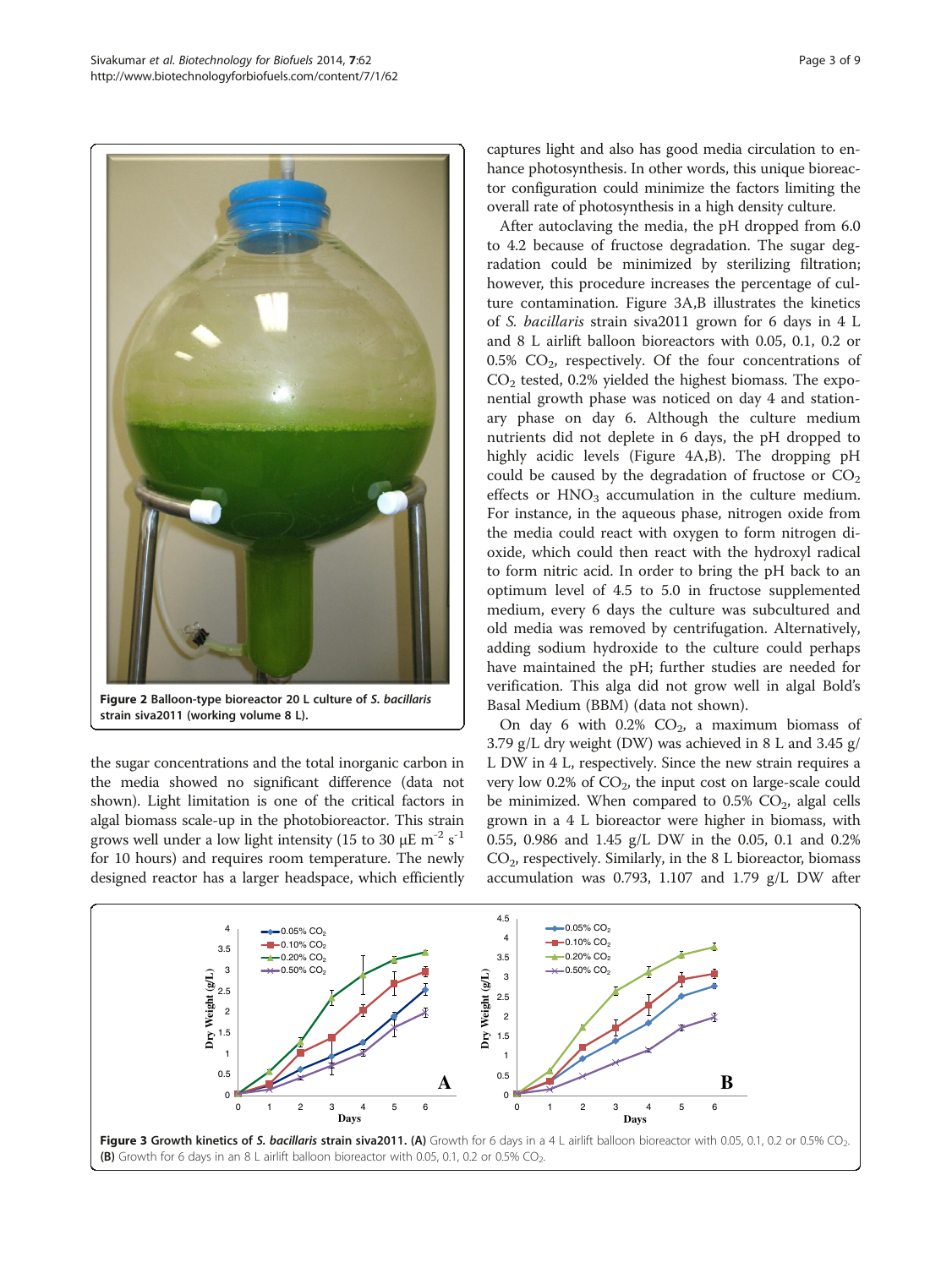Figure 2 Balloon-type bioreactor 20 L culture of *S. bacillaris* strain siva2011 (working volume 8 L).

the sugar concentrations and the total inorganic carbon in the media showed no significant difference (data not shown). Light limitation is one of the critical factors in algal biomass scale-up in the photobioreactor. This strain grows well under a low light intensity (15 to 30 μE $m^{-2}$ $s^{-1}$ for 10 hours) and requires room temperature. The newly designed reactor has a larger headspace, which efficiently captures light and also has good media circulation to enhance photosynthesis. In other words, this unique bioreactor configuration could minimize the factors limiting the overall rate of photosynthesis in a high density culture.

After autoclaving the media, the pH dropped from 6.0 to 4.2 because of fructose degradation. The sugar degradation could be minimized by sterilizing filtration; however, this procedure increases the percentage of culture contamination. Figure 3A,B illustrates the kinetics of *S. bacillaris* strain siva2011 grown for 6 days in 4 L and 8 L airlift balloon bioreactors with 0.05, 0.1, 0.2 or 0.5% $CO_2$, respectively. Of the four concentrations of $CO_2$ tested, 0.2% yielded the highest biomass. The exponential growth phase was noticed on day 4 and stationary phase on day 6. Although the culture medium nutrients did not deplete in 6 days, the pH dropped to highly acidic levels (Figure 4A,B). The dropping pH could be caused by the degradation of fructose or $CO_2$ effects or $HNO_3$ accumulation in the culture medium. For instance, in the aqueous phase, nitrogen oxide from the media could react with oxygen to form nitrogen dioxide, which could then react with the hydroxyl radical to form nitric acid. In order to bring the pH back to an optimum level of 4.5 to 5.0 in fructose supplemented medium, every 6 days the culture was subcultured and old media was removed by centrifugation. Alternatively, adding sodium hydroxide to the culture could perhaps have maintained the pH; further studies are needed for verification. This alga did not grow well in algal Bold's Basal Medium (BBM) (data not shown).

On day 6 with 0.2% $CO_2$, a maximum biomass of 3.79 g/L dry weight (DW) was achieved in 8 L and 3.45 g/L DW in 4 L, respectively. Since the new strain requires a very low 0.2% of $CO_2$, the input cost on large-scale could be minimized. When compared to 0.5% $CO_2$, algal cells grown in a 4 L bioreactor were higher in biomass, with 0.55, 0.986 and 1.45 g/L DW in the 0.05, 0.1 and 0.2% $CO_2$, respectively. Similarly, in the 8 L bioreactor, biomass accumulation was 0.793, 1.107 and 1.79 g/L DW after

Figure 3 Growth kinetics of *S. bacillaris* strain siva2011. (A) Growth for 6 days in a 4 L airlift balloon bioreactor with 0.05, 0.1, 0.2 or 0.5% $CO_2$. (B) Growth for 6 days in an 8 L airlift balloon bioreactor with 0.05, 0.1, 0.2 or 0.5% $CO_2$.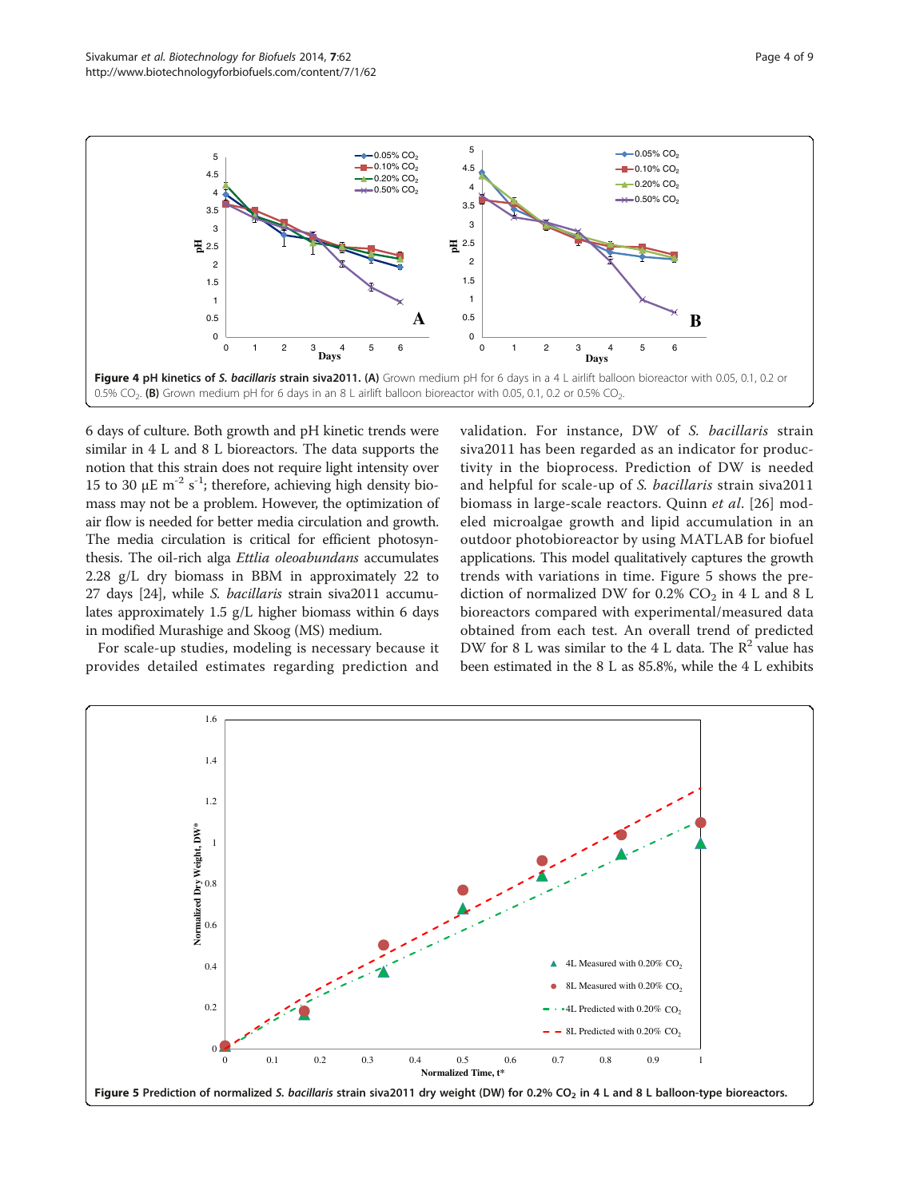Figure 4 **pH kinetics of *S. bacillaris* strain siva2011. (A)** Grown medium pH for 6 days in a 4 L airlift balloon bioreactor with 0.05, 0.1, 0.2 or 0.5% $CO_2$. **(B)** Grown medium pH for 6 days in an 8 L airlift balloon bioreactor with 0.05, 0.1, 0.2 or 0.5% $CO_2$.

6 days of culture. Both growth and pH kinetic trends were similar in 4 L and 8 L bioreactors. The data supports the notion that this strain does not require light intensity over 15 to 30 μE $m^{-2}$ $s^{-1}$; therefore, achieving high density biomass may not be a problem. However, the optimization of air flow is needed for better media circulation and growth. The media circulation is critical for efficient photosynthesis. The oil-rich alga *Ettlia oleoabundans* accumulates 2.28 g/L dry biomass in BBM in approximately 22 to 27 days [24], while *S. bacillaris* strain siva2011 accumulates approximately 1.5 g/L higher biomass within 6 days in modified Murashige and Skoog (MS) medium.

For scale-up studies, modeling is necessary because it provides detailed estimates regarding prediction and validation. For instance, DW of *S. bacillaris* strain siva2011 has been regarded as an indicator for productivity in the bioprocess. Prediction of DW is needed and helpful for scale-up of *S. bacillaris* strain siva2011 biomass in large-scale reactors. Quinn *et al*. [26] modeled microalgae growth and lipid accumulation in an outdoor photobioreactor by using MATLAB for biofuel applications. This model qualitatively captures the growth trends with variations in time. Figure 5 shows the prediction of normalized DW for 0.2% $CO_2$ in 4 L and 8 L bioreactors compared with experimental/measured data obtained from each test. An overall trend of predicted DW for 8 L was similar to the 4 L data. The $R^2$ value has been estimated in the 8 L as 85.8%, while the 4 L exhibits

**Figure 5 Prediction of normalized *S. bacillaris* strain siva2011 dry weight (DW) for 0.2% $CO_2$ in 4 L and 8 L balloon-type bioreactors.**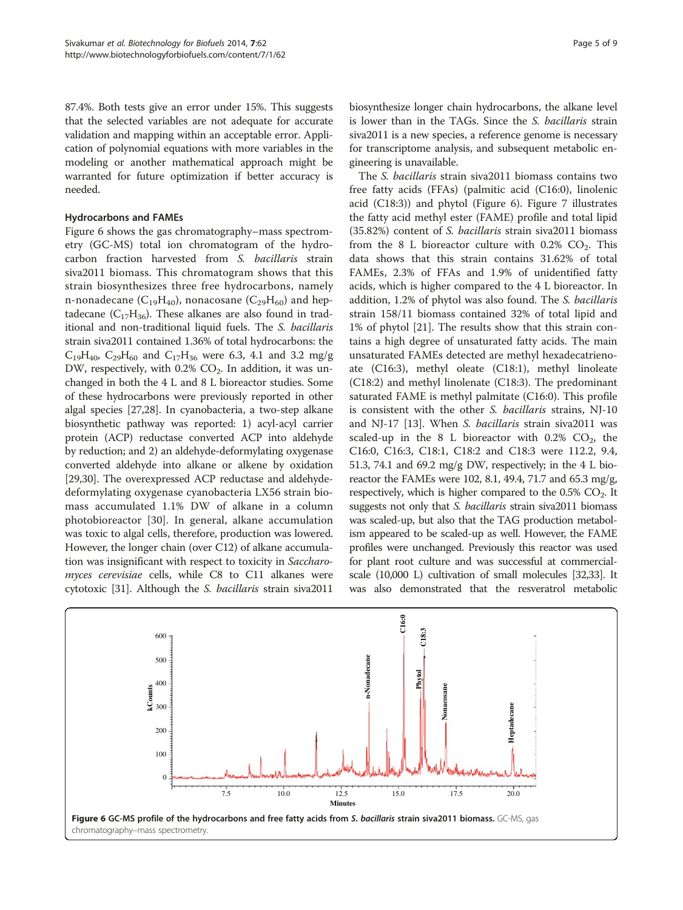87.4%. Both tests give an error under 15%. This suggests that the selected variables are not adequate for accurate validation and mapping within an acceptable error. Application of polynomial equations with more variables in the modeling or another mathematical approach might be warranted for future optimization if better accuracy is needed.

### Hydrocarbons and FAMEs

Figure 6 shows the gas chromatography–mass spectrometry (GC-MS) total ion chromatogram of the hydrocarbon fraction harvested from *S. bacillaris* strain siva2011 biomass. This chromatogram shows that this strain biosynthesizes three free hydrocarbons, namely n-nonadecane ($C_{19}H_{40}$), nonacosane ($C_{29}H_{60}$) and heptadecane ($C_{17}H_{36}$). These alkanes are also found in traditional and non-traditional liquid fuels. The *S. bacillaris* strain siva2011 contained 1.36% of total hydrocarbons: the $C_{19}H_{40}$, $C_{29}H_{60}$ and $C_{17}H_{36}$ were 6.3, 4.1 and 3.2 mg/g DW, respectively, with 0.2% $CO_2$. In addition, it was unchanged in both the 4 L and 8 L bioreactor studies. Some of these hydrocarbons were previously reported in other algal species [27,28]. In cyanobacteria, a two-step alkane biosynthetic pathway was reported: 1) acyl-acyl carrier protein (ACP) reductase converted ACP into aldehyde by reduction; and 2) an aldehyde-deformylating oxygenase converted aldehyde into alkane or alkene by oxidation [29,30]. The overexpressed ACP reductase and aldehyde-deformylating oxygenase cyanobacteria LX56 strain biomass accumulated 1.1% DW of alkane in a column photobioreactor [30]. In general, alkane accumulation was toxic to algal cells, therefore, production was lowered. However, the longer chain (over C12) of alkane accumulation was insignificant with respect to toxicity in *Saccharomyces cerevisiae* cells, while C8 to C11 alkanes were cytotoxic [31]. Although the *S. bacillaris* strain siva2011 biosynthesize longer chain hydrocarbons, the alkane level is lower than in the TAGs. Since the *S. bacillaris* strain siva2011 is a new species, a reference genome is necessary for transcriptome analysis, and subsequent metabolic engineering is unavailable.

The *S. bacillaris* strain siva2011 biomass contains two free fatty acids (FFAs) (palmitic acid (C16:0), linolenic acid (C18:3)) and phytol (Figure 6). Figure 7 illustrates the fatty acid methyl ester (FAME) profile and total lipid (35.82%) content of *S. bacillaris* strain siva2011 biomass from the 8 L bioreactor culture with 0.2% $CO_2$. This data shows that this strain contains 31.62% of total FAMEs, 2.3% of FFAs and 1.9% of unidentified fatty acids, which is higher compared to the 4 L bioreactor. In addition, 1.2% of phytol was also found. The *S. bacillaris* strain 158/11 biomass contained 32% of total lipid and 1% of phytol [21]. The results show that this strain contains a high degree of unsaturated fatty acids. The main unsaturated FAMEs detected are methyl hexadecatrienoate (C16:3), methyl oleate (C18:1), methyl linoleate (C18:2) and methyl linolenate (C18:3). The predominant saturated FAME is methyl palmitate (C16:0). This profile is consistent with the other *S. bacillaris* strains, NJ-10 and NJ-17 [13]. When *S. bacillaris* strain siva2011 was scaled-up in the 8 L bioreactor with 0.2% $CO_2$, the C16:0, C16:3, C18:1, C18:2 and C18:3 were 112.2, 9.4, 51.3, 74.1 and 69.2 mg/g DW, respectively; in the 4 L bioreactor the FAMEs were 102, 8.1, 49.4, 71.7 and 65.3 mg/g, respectively, which is higher compared to the 0.5% $CO_2$. It suggests not only that *S. bacillaris* strain siva2011 biomass was scaled-up, but also that the TAG production metabolism appeared to be scaled-up as well. However, the FAME profiles were unchanged. Previously this reactor was used for plant root culture and was successful at commercial-scale (10,000 L) cultivation of small molecules [32,33]. It was also demonstrated that the resveratrol metabolic

**Figure 6 GC-MS profile of the hydrocarbons and free fatty acids from *S. bacillaris* strain siva2011 biomass.** GC-MS, gas chromatography–mass spectrometry.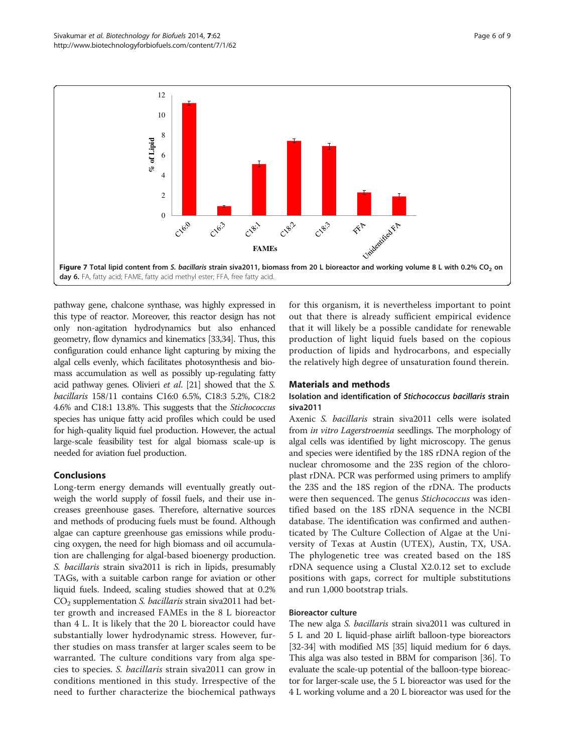**Figure 7 Total lipid content from *S. bacillaris* strain siva2011, biomass from 20 L bioreactor and working volume 8 L with 0.2% $CO_2$ on day 6.** FA, fatty acid; FAME, fatty acid methyl ester; FFA, free fatty acid.

pathway gene, chalcone synthase, was highly expressed in this type of reactor. Moreover, this reactor design has not only non-agitation hydrodynamics but also enhanced geometry, flow dynamics and kinematics [33,34]. Thus, this configuration could enhance light capturing by mixing the algal cells evenly, which facilitates photosynthesis and biomass accumulation as well as possibly up-regulating fatty acid pathway genes. Olivieri *et al*. [21] showed that the *S. bacillaris* 158/11 contains C16:0 6.5%, C18:3 5.2%, C18:2 4.6% and C18:1 13.8%. This suggests that the *Stichococcus* species has unique fatty acid profiles which could be used for high-quality liquid fuel production. However, the actual large-scale feasibility test for algal biomass scale-up is needed for aviation fuel production.

## Conclusions

Long-term energy demands will eventually greatly outweigh the world supply of fossil fuels, and their use increases greenhouse gases. Therefore, alternative sources and methods of producing fuels must be found. Although algae can capture greenhouse gas emissions while producing oxygen, the need for high biomass and oil accumulation are challenging for algal-based bioenergy production. *S. bacillaris* strain siva2011 is rich in lipids, presumably TAGs, with a suitable carbon range for aviation or other liquid fuels. Indeed, scaling studies showed that at 0.2% $CO_2$ supplementation *S. bacillaris* strain siva2011 had better growth and increased FAMEs in the 8 L bioreactor than 4 L. It is likely that the 20 L bioreactor could have substantially lower hydrodynamic stress. However, further studies on mass transfer at larger scales seem to be warranted. The culture conditions vary from alga species to species. *S. bacillaris* strain siva2011 can grow in conditions mentioned in this study. Irrespective of the need to further characterize the biochemical pathways for this organism, it is nevertheless important to point out that there is already sufficient empirical evidence that it will likely be a possible candidate for renewable production of light liquid fuels based on the copious production of lipids and hydrocarbons, and especially the relatively high degree of unsaturation found therein.

## Materials and methods

### Isolation and identification of *Stichococcus bacillaris* strain siva2011

Axenic *S. bacillaris* strain siva2011 cells were isolated from *in vitro Lagerstroemia* seedlings. The morphology of algal cells was identified by light microscopy. The genus and species were identified by the 18S rDNA region of the nuclear chromosome and the 23S region of the chloroplast rDNA. PCR was performed using primers to amplify the 23S and the 18S region of the rDNA. The products were then sequenced. The genus *Stichococcus* was identified based on the 18S rDNA sequence in the NCBI database. The identification was confirmed and authenticated by The Culture Collection of Algae at the University of Texas at Austin (UTEX), Austin, TX, USA. The phylogenetic tree was created based on the 18S rDNA sequence using a Clustal X2.0.12 set to exclude positions with gaps, correct for multiple substitutions and run 1,000 bootstrap trials.

### Bioreactor culture

The new alga *S. bacillaris* strain siva2011 was cultured in 5 L and 20 L liquid-phase airlift balloon-type bioreactors [32-34] with modified MS [35] liquid medium for 6 days. This alga was also tested in BBM for comparison [36]. To evaluate the scale-up potential of the balloon-type bioreactor for larger-scale use, the 5 L bioreactor was used for the 4 L working volume and a 20 L bioreactor was used for the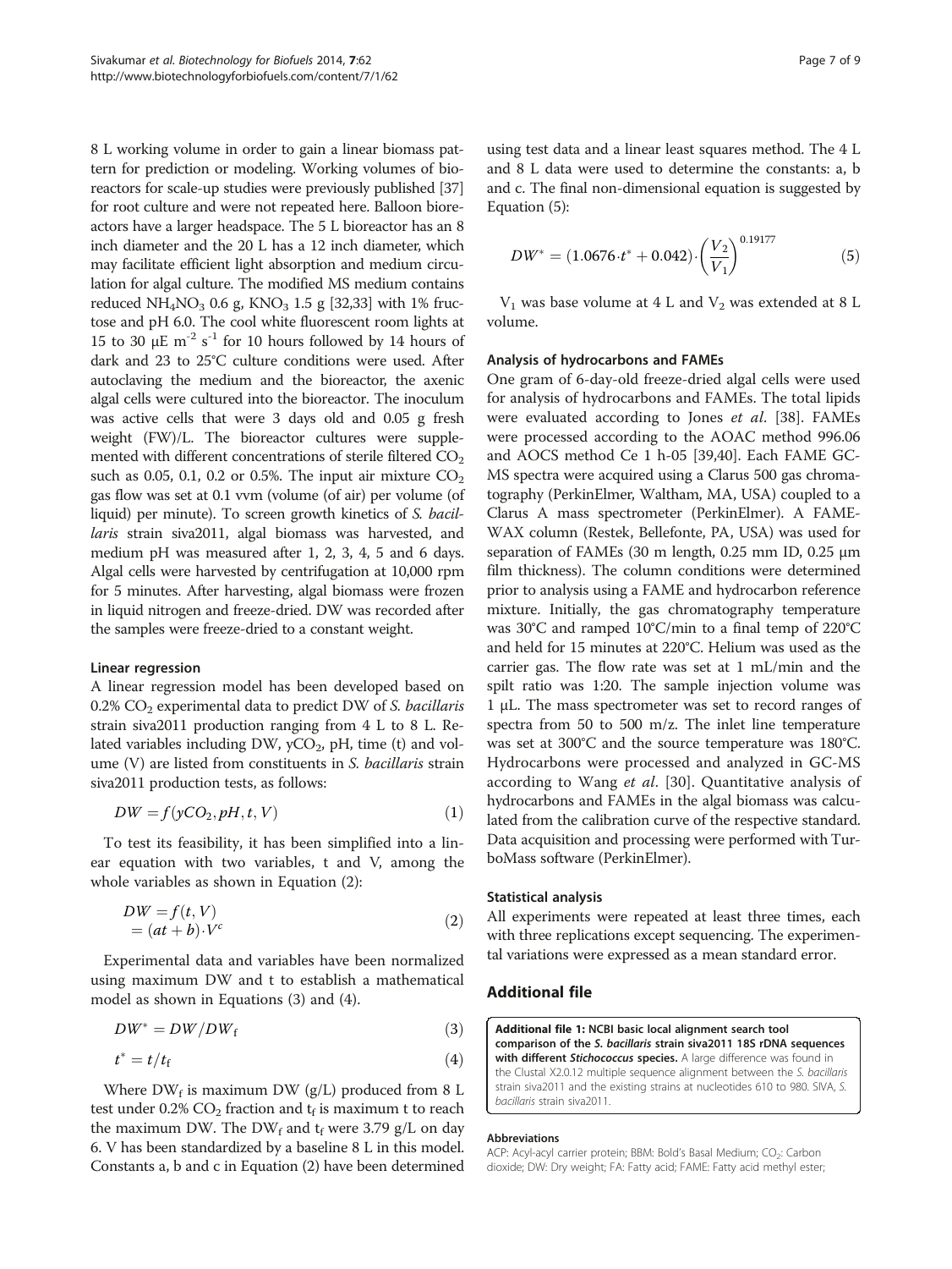8 L working volume in order to gain a linear biomass pattern for prediction or modeling. Working volumes of bioreactors for scale-up studies were previously published [37] for root culture and were not repeated here. Balloon bioreactors have a larger headspace. The 5 L bioreactor has an 8 inch diameter and the 20 L has a 12 inch diameter, which may facilitate efficient light absorption and medium circulation for algal culture. The modified MS medium contains reduced $NH_4NO_3$ 0.6 g, $KNO_3$ 1.5 g [32,33] with 1% fructose and pH 6.0. The cool white fluorescent room lights at 15 to 30 μE $m^{-2}$ $s^{-1}$ for 10 hours followed by 14 hours of dark and 23 to 25°C culture conditions were used. After autoclaving the medium and the bioreactor, the axenic algal cells were cultured into the bioreactor. The inoculum was active cells that were 3 days old and 0.05 g fresh weight (FW)/L. The bioreactor cultures were supplemented with different concentrations of sterile filtered $CO_2$ such as 0.05, 0.1, 0.2 or 0.5%. The input air mixture $CO_2$ gas flow was set at 0.1 vvm (volume (of air) per volume (of liquid) per minute). To screen growth kinetics of *S. bacillaris* strain siva2011, algal biomass was harvested, and medium pH was measured after 1, 2, 3, 4, 5 and 6 days. Algal cells were harvested by centrifugation at 10,000 rpm for 5 minutes. After harvesting, algal biomass were frozen in liquid nitrogen and freeze-dried. DW was recorded after the samples were freeze-dried to a constant weight.

#### Linear regression

A linear regression model has been developed based on 0.2% $CO_2$ experimental data to predict DW of *S. bacillaris* strain siva2011 production ranging from 4 L to 8 L. Related variables including DW, $yCO_2$, pH, time (t) and volume (V) are listed from constituents in *S. bacillaris* strain siva2011 production tests, as follows:

$$DW = f(yCO_2, pH, t, V) \tag{1}$$

To test its feasibility, it has been simplified into a linear equation with two variables, t and V, among the whole variables as shown in Equation (2):

$$\begin{aligned} DW &= f(t, V) \\ &= (at + b)\cdot V^c \end{aligned} \tag{2}$$

Experimental data and variables have been normalized using maximum DW and t to establish a mathematical model as shown in Equations (3) and (4).

$$DW^* = DW/DW_f \tag{3}$$

$$t^* = t/t_f \tag{4}$$

Where $DW_f$ is maximum DW (g/L) produced from 8 L test under 0.2% $CO_2$ fraction and $t_f$ is maximum t to reach the maximum DW. The $DW_f$ and $t_f$ were 3.79 g/L on day 6. V has been standardized by a baseline 8 L in this model. Constants a, b and c in Equation (2) have been determined using test data and a linear least squares method. The 4 L and 8 L data were used to determine the constants: a, b and c. The final non-dimensional equation is suggested by Equation (5):

$$DW^* = (1.0676\cdot t^* + 0.042)\cdot\left(\frac{V_2}{V_1}\right)^{0.19177} \tag{5}$$

$V_1$ was base volume at 4 L and $V_2$ was extended at 8 L volume.

#### Analysis of hydrocarbons and FAMEs

One gram of 6-day-old freeze-dried algal cells were used for analysis of hydrocarbons and FAMEs. The total lipids were evaluated according to Jones *et al*. [38]. FAMEs were processed according to the AOAC method 996.06 and AOCS method Ce 1 h-05 [39,40]. Each FAME GC-MS spectra were acquired using a Clarus 500 gas chromatography (PerkinElmer, Waltham, MA, USA) coupled to a Clarus A mass spectrometer (PerkinElmer). A FAME-WAX column (Restek, Bellefonte, PA, USA) was used for separation of FAMEs (30 m length, 0.25 mm ID, 0.25 μm film thickness). The column conditions were determined prior to analysis using a FAME and hydrocarbon reference mixture. Initially, the gas chromatography temperature was 30°C and ramped 10°C/min to a final temp of 220°C and held for 15 minutes at 220°C. Helium was used as the carrier gas. The flow rate was set at 1 mL/min and the spilt ratio was 1:20. The sample injection volume was 1 μL. The mass spectrometer was set to record ranges of spectra from 50 to 500 m/z. The inlet line temperature was set at 300°C and the source temperature was 180°C. Hydrocarbons were processed and analyzed in GC-MS according to Wang *et al*. [30]. Quantitative analysis of hydrocarbons and FAMEs in the algal biomass was calculated from the calibration curve of the respective standard. Data acquisition and processing were performed with TurboMass software (PerkinElmer).

#### Statistical analysis

All experiments were repeated at least three times, each with three replications except sequencing. The experimental variations were expressed as a mean standard error.

## Additional file

**Additional file 1: NCBI basic local alignment search tool comparison of the *S. bacillaris* strain siva2011 18S rDNA sequences with different *Stichococcus* species.** A large difference was found in the Clustal X2.0.12 multiple sequence alignment between the *S. bacillaris* strain siva2011 and the existing strains at nucleotides 610 to 980. SIVA, *S. bacillaris* strain siva2011.

#### Abbreviations

ACP: Acyl-acyl carrier protein; BBM: Bold's Basal Medium; $CO_2$: Carbon dioxide; DW: Dry weight; FA: Fatty acid; FAME: Fatty acid methyl ester;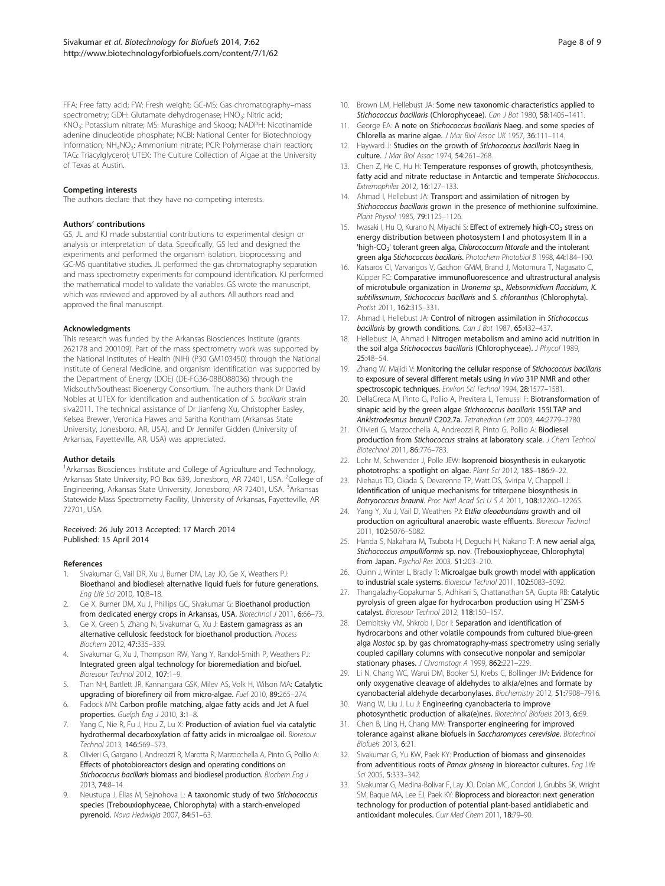FFA: Free fatty acid; FW: Fresh weight; GC-MS: Gas chromatography–mass spectrometry; GDH: Glutamate dehydrogenase; $HNO_3$: Nitric acid; $KNO_3$: Potassium nitrate; MS: Murashige and Skoog; NADPH: Nicotinamide adenine dinucleotide phosphate; NCBI: National Center for Biotechnology Information; $NH_4NO_3$: Ammonium nitrate; PCR: Polymerase chain reaction; TAG: Triacylglycerol; UTEX: The Culture Collection of Algae at the University of Texas at Austin.

#### Competing interests

The authors declare that they have no competing interests.

#### Authors' contributions

GS, JL and KJ made substantial contributions to experimental design or analysis or interpretation of data. Specifically, GS led and designed the experiments and performed the organism isolation, bioprocessing and GC-MS quantitative studies. JL performed the gas chromatography separation and mass spectrometry experiments for compound identification. KJ performed the mathematical model to validate the variables. GS wrote the manuscript, which was reviewed and approved by all authors. All authors read and approved the final manuscript.

#### Acknowledgments

This research was funded by the Arkansas Biosciences Institute (grants 262178 and 200109). Part of the mass spectrometry work was supported by the National Institutes of Health (NIH) (P30 GM103450) through the National Institute of General Medicine, and organism identification was supported by the Department of Energy (DOE) (DE-FG36-08BO88036) through the Midsouth/Southeast Bioenergy Consortium. The authors thank Dr David Nobles at UTEX for identification and authentication of *S. bacillaris* strain siva2011. The technical assistance of Dr Jianfeng Xu, Christopher Easley, Kelsea Brewer, Veronica Hawes and Saritha Kontham (Arkansas State University, Jonesboro, AR, USA), and Dr Jennifer Gidden (University of Arkansas, Fayetteville, AR, USA) was appreciated.

#### Author details

[1]Arkansas Biosciences Institute and College of Agriculture and Technology, Arkansas State University, PO Box 639, Jonesboro, AR 72401, USA. [2]College of Engineering, Arkansas State University, Jonesboro, AR 72401, USA. [3]Arkansas Statewide Mass Spectrometry Facility, University of Arkansas, Fayetteville, AR 72701, USA.

Received: 26 July 2013 Accepted: 17 March 2014
Published: 15 April 2014

#### References

1. Sivakumar G, Vail DR, Xu J, Burner DM, Lay JO, Ge X, Weathers PJ: **Bioethanol and biodiesel: alternative liquid fuels for future generations.** *Eng Life Sci* 2010, **10:**8–18.
2. Ge X, Burner DM, Xu J, Phillips GC, Sivakumar G: **Bioethanol production from dedicated energy crops in Arkansas, USA.** *Biotechnol J* 2011, **6:**66–73.
3. Ge X, Green S, Zhang N, Sivakumar G, Xu J: **Eastern gamagrass as an alternative cellulosic feedstock for bioethanol production.** *Process Biochem* 2012, **47:**335–339.
4. Sivakumar G, Xu J, Thompson RW, Yang Y, Randol-Smith P, Weathers PJ: **Integrated green algal technology for bioremediation and biofuel.** *Bioresour Technol* 2012, **107:**1–9.
5. Tran NH, Bartlett JR, Kannangara GSK, Milev AS, Volk H, Wilson MA: **Catalytic upgrading of biorefinery oil from micro-algae.** *Fuel* 2010, **89:**265–274.
6. Fadock MN: **Carbon profile matching, algae fatty acids and Jet A fuel properties.** *Guelph Eng J* 2010, **3:**1–8.
7. Yang C, Nie R, Fu J, Hou Z, Lu X: **Production of aviation fuel via catalytic hydrothermal decarboxylation of fatty acids in microalgae oil.** *Bioresour Technol* 2013, **146:**569–573.
8. Olivieri G, Gargano I, Andreozzi R, Marotta R, Marzocchella A, Pinto G, Pollio A: **Effects of photobioreactors design and operating conditions on *Stichococcus bacillaris* biomass and biodiesel production.** *Biochem Eng J* 2013, **74:**8–14.
9. Neustupa J, Elias M, Sejnohova L: **A taxonomic study of two *Stichococcus* species (Trebouxiophyceae, Chlorophyta) with a starch-enveloped pyrenoid.** *Nova Hedwigia* 2007, **84:**51–63.
10. Brown LM, Hellebust JA: **Some new taxonomic characteristics applied to *Stichococcus bacillaris* (Chlorophyceae).** *Can J Bot* 1980, **58:**1405–1411.
11. George EA: **A note on *Stichococcus bacillaris* Naeg. and some species of Chlorella as marine algae.** *J Mar Biol Assoc UK* 1957, **36:**111–114.
12. Hayward J: **Studies on the growth of *Stichococcus bacillaris* Naeg in culture.** *J Mar Biol Assoc* 1974, **54:**261–268.
13. Chen Z, He C, Hu H: **Temperature responses of growth, photosynthesis, fatty acid and nitrate reductase in Antarctic and temperate *Stichococcus*.** *Extremophiles* 2012, **16:**127–133.
14. Ahmad I, Hellebust JA: **Transport and assimilation of nitrogen by *Stichococcus bacillaris* grown in the presence of methionine sulfoximine.** *Plant Physiol* 1985, **79:**1125–1126.
15. Iwasaki I, Hu Q, Kurano N, Miyachi S: **Effect of extremely high-$CO_2$ stress on energy distribution between photosystem I and photosystem II in a 'high-$CO_2$' tolerant green alga, *Chlorococcum littorale* and the intolerant green alga *Stichococcus bacillaris*.** *Photochem Photobiol B* 1998, **44:**184–190.
16. Katsaros CI, Varvarigos V, Gachon GMM, Brand J, Motomura T, Nagasato C, Küpper FC: **Comparative immunofluorescence and ultrastructural analysis of microtubule organization in *Uronema sp., Klebsormidium flaccidum, K. subtilissimum, Stichococcus bacillaris* and *S. chloranthus* (Chlorophyta).** *Protist* 2011, **162:**315–331.
17. Ahmad I, Hellebust JA: **Control of nitrogen assimilation in *Stichococcus bacillaris* by growth conditions.** *Can J Bot* 1987, **65:**432–437.
18. Hellebust JA, Ahmad I: **Nitrogen metabolism and amino acid nutrition in the soil alga *Stichococcus bacillaris* (Chlorophyceae).** *J Phycol* 1989, **25:**48–54.
19. Zhang W, Majidi V: **Monitoring the cellular response of *Stichococcus bacillaris* to exposure of several different metals using *in vivo* 31P NMR and other spectroscopic techniques.** *Environ Sci Technol* 1994, **28:**1577–1581.
20. DellaGreca M, Pinto G, Pollio A, Previtera L, Temussi F: **Biotransformation of sinapic acid by the green algae *Stichococcus bacillaris* 155LTAP and *Ankistrodesmus braunii* C202.7a.** *Tetrahedron Lett* 2003, **44:**2779–2780.
21. Olivieri G, Marzocchella A, Andreozzi R, Pinto G, Pollio A: **Biodiesel production from *Stichococcus* strains at laboratory scale.** *J Chem Technol Biotechnol* 2011, **86:**776–783.
22. Lohr M, Schwender J, Polle JEW: **Isoprenoid biosynthesis in eukaryotic phototrophs: a spotlight on algae.** *Plant Sci* 2012, **185–186:**9–22.
23. Niehaus TD, Okada S, Devarenne TP, Watt DS, Sviripa V, Chappell J: **Identification of unique mechanisms for triterpene biosynthesis in *Botryococcus braunii*.** *Proc Natl Acad Sci U S A* 2011, **108:**12260–12265.
24. Yang Y, Xu J, Vail D, Weathers PJ: ***Ettlia oleoabundans* growth and oil production on agricultural anaerobic waste effluents.** *Bioresour Technol* 2011, **102:**5076–5082.
25. Handa S, Nakahara M, Tsubota H, Deguchi H, Nakano T: **A new aerial alga, *Stichococcus ampulliformis* sp. nov. (Trebouxiophyceae, Chlorophyta) from Japan.** *Psychol Res* 2003, **51:**203–210.
26. Quinn J, Winter L, Bradly T: **Microalgae bulk growth model with application to industrial scale systems.** *Bioresour Technol* 2011, **102:**5083–5092.
27. Thangalazhy-Gopakumar S, Adhikari S, Chattanathan SA, Gupta RB: **Catalytic pyrolysis of green algae for hydrocarbon production using $H^+$ZSM-5 catalyst.** *Bioresour Technol* 2012, **118:**150–157.
28. Dembitsky VM, Shkrob I, Dor I: **Separation and identification of hydrocarbons and other volatile compounds from cultured blue-green alga *Nostoc* sp. by gas chromatography-mass spectrometry using serially coupled capillary columns with consecutive nonpolar and semipolar stationary phases.** *J Chromatogr A* 1999, **862:**221–229.
29. Li N, Chang WC, Warui DM, Booker SJ, Krebs C, Bollinger JM: **Evidence for only oxygenative cleavage of aldehydes to alk(a/e)nes and formate by cyanobacterial aldehyde decarbonylases.** *Biochemistry* 2012, **51:**7908–7916.
30. Wang W, Liu J, Lu J: **Engineering cyanobacteria to improve photosynthetic production of alka(e)nes.** *Biotechnol Biofuels* 2013, **6:**69.
31. Chen B, Ling H, Chang MW: **Transporter engineering for improved tolerance against alkane biofuels in *Saccharomyces cerevisiae*.** *Biotechnol Biofuels* 2013, **6:**21.
32. Sivakumar G, Yu KW, Paek KY: **Production of biomass and ginsenoides from adventitious roots of *Panax ginseng* in bioreactor cultures.** *Eng Life Sci* 2005, **5:**333–342.
33. Sivakumar G, Medina-Bolivar F, Lay JO, Dolan MC, Condori J, Grubbs SK, Wright SM, Baque MA, Lee EJ, Paek KY: **Bioprocess and bioreactor: next generation technology for production of potential plant-based antidiabetic and antioxidant molecules.** *Curr Med Chem* 2011, **18:**79–90.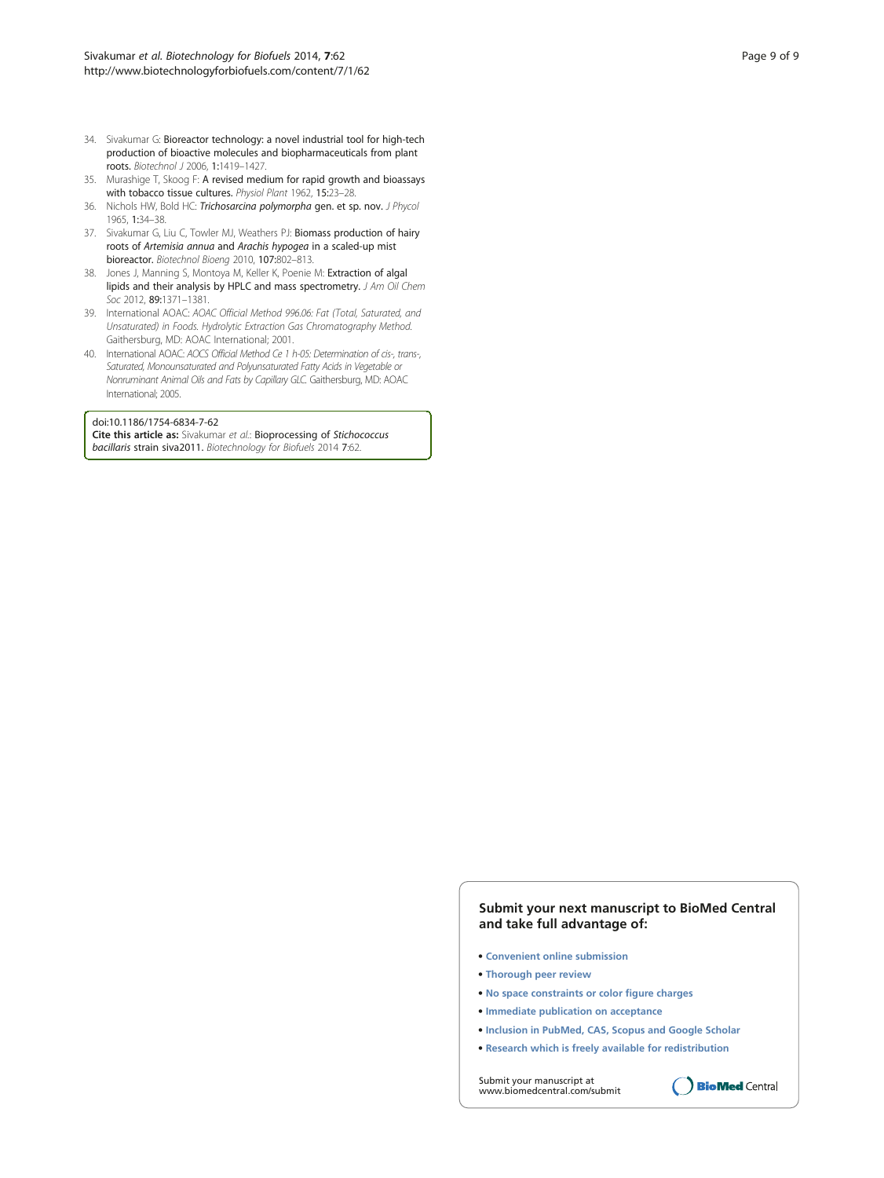34. Sivakumar G: **Bioreactor technology: a novel industrial tool for high-tech production of bioactive molecules and biopharmaceuticals from plant roots.** *Biotechnol J* 2006, **1**:1419–1427.
35. Murashige T, Skoog F: **A revised medium for rapid growth and bioassays with tobacco tissue cultures.** *Physiol Plant* 1962, **15**:23–28.
36. Nichols HW, Bold HC: ***Trichosarcina polymorpha* gen. et sp. nov.** *J Phycol* 1965, **1**:34–38.
37. Sivakumar G, Liu C, Towler MJ, Weathers PJ: **Biomass production of hairy roots of *Artemisia annua* and *Arachis hypogea* in a scaled-up mist bioreactor.** *Biotechnol Bioeng* 2010, **107**:802–813.
38. Jones J, Manning S, Montoya M, Keller K, Poenie M: **Extraction of algal lipids and their analysis by HPLC and mass spectrometry.** *J Am Oil Chem Soc* 2012, **89**:1371–1381.
39. International AOAC: *AOAC Official Method 996.06: Fat (Total, Saturated, and Unsaturated) in Foods. Hydrolytic Extraction Gas Chromatography Method.* Gaithersburg, MD: AOAC International; 2001.
40. International AOAC: *AOCS Official Method Ce 1 h-05: Determination of cis-, trans-, Saturated, Monounsaturated and Polyunsaturated Fatty Acids in Vegetable or Nonruminant Animal Oils and Fats by Capillary GLC.* Gaithersburg, MD: AOAC International; 2005.

doi:10.1186/1754-6834-7-62

**Cite this article as:** Sivakumar *et al.*: **Bioprocessing of *Stichococcus bacillaris* strain siva2011.** *Biotechnology for Biofuels* 2014 **7**:62.

**Submit your next manuscript to BioMed Central and take full advantage of:**

- **Convenient online submission**
- **Thorough peer review**
- **No space constraints or color figure charges**
- **Immediate publication on acceptance**
- **Inclusion in PubMed, CAS, Scopus and Google Scholar**
- **Research which is freely available for redistribution**

Submit your manuscript at
www.biomedcentral.com/submit

BioMed Central